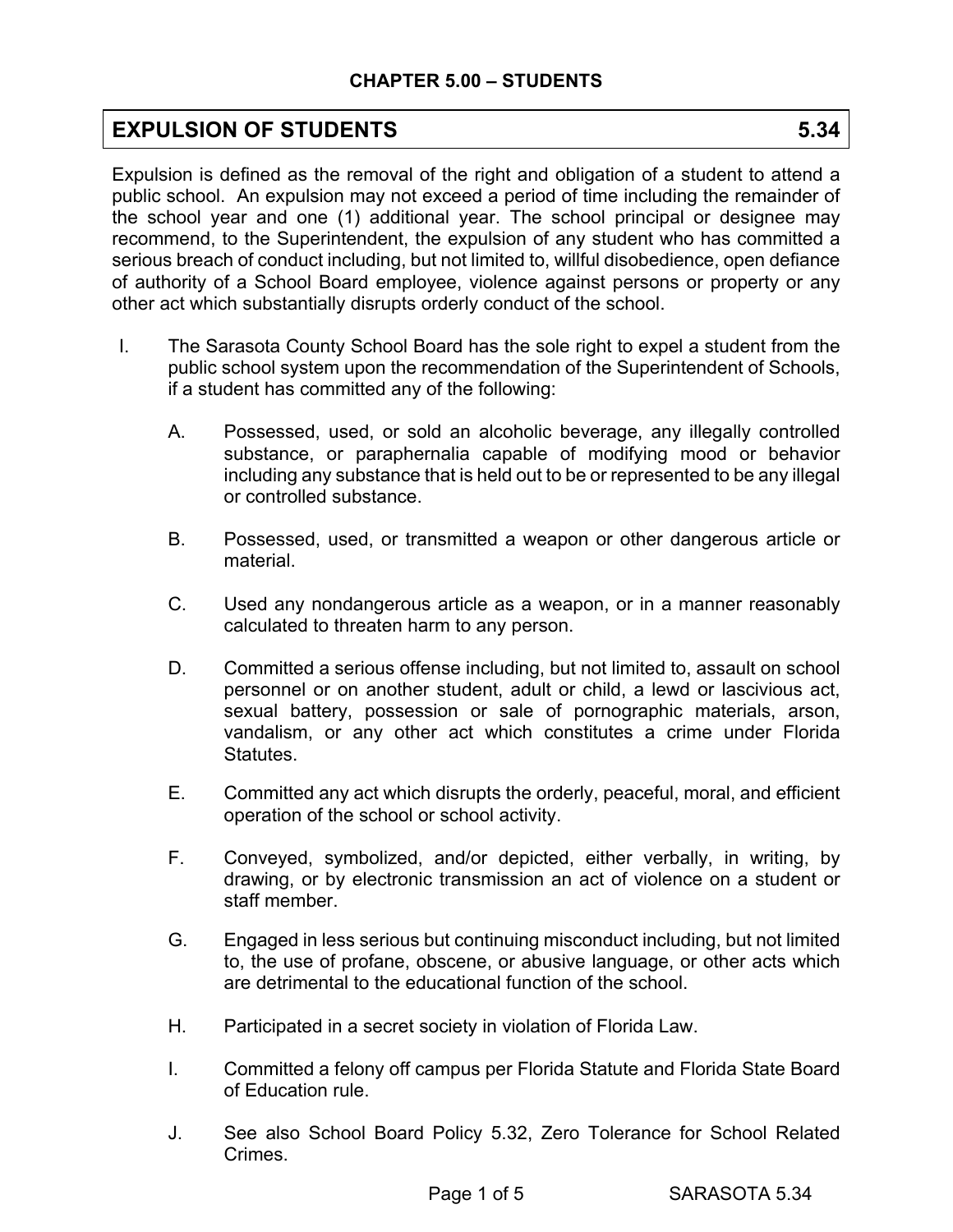## CHAPTER 5.00 – STUDENTS

# EXPULSION OF STUDENTS 5.34

Expulsion is defined as the removal of the right and obligation of a student to attend a public school. An expulsion may not exceed a period of time including the remainder of the school year and one (1) additional year. The school principal or designee may recommend, to the Superintendent, the expulsion of any student who has committed a serious breach of conduct including, but not limited to, willful disobedience, open defiance of authority of a School Board employee, violence against persons or property or any other act which substantially disrupts orderly conduct of the school.

I. The Sarasota County School Board has the sole right to expel a student from the public school system upon the recommendation of the Superintendent of Schools, if a student has committed any of the following:

   A. Possessed, used, or sold an alcoholic beverage, any illegally controlled substance, or paraphernalia capable of modifying mood or behavior including any substance that is held out to be or represented to be any illegal or controlled substance.

   B. Possessed, used, or transmitted a weapon or other dangerous article or material.

   C. Used any nondangerous article as a weapon, or in a manner reasonably calculated to threaten harm to any person.

   D. Committed a serious offense including, but not limited to, assault on school personnel or on another student, adult or child, a lewd or lascivious act, sexual battery, possession or sale of pornographic materials, arson, vandalism, or any other act which constitutes a crime under Florida Statutes.

   E. Committed any act which disrupts the orderly, peaceful, moral, and efficient operation of the school or school activity.

   F. Conveyed, symbolized, and/or depicted, either verbally, in writing, by drawing, or by electronic transmission an act of violence on a student or staff member.

   G. Engaged in less serious but continuing misconduct including, but not limited to, the use of profane, obscene, or abusive language, or other acts which are detrimental to the educational function of the school.

   H. Participated in a secret society in violation of Florida Law.

   I. Committed a felony off campus per Florida Statute and Florida State Board of Education rule.

   J. See also School Board Policy 5.32, Zero Tolerance for School Related Crimes.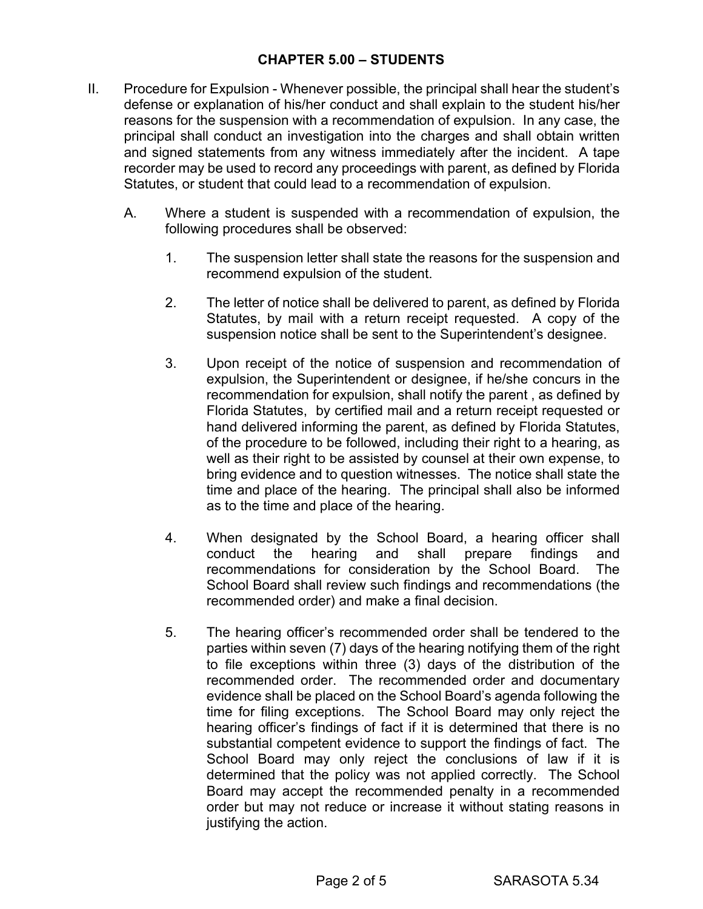## CHAPTER 5.00 – STUDENTS

II. Procedure for Expulsion - Whenever possible, the principal shall hear the student's defense or explanation of his/her conduct and shall explain to the student his/her reasons for the suspension with a recommendation of expulsion. In any case, the principal shall conduct an investigation into the charges and shall obtain written and signed statements from any witness immediately after the incident. A tape recorder may be used to record any proceedings with parent, as defined by Florida Statutes, or student that could lead to a recommendation of expulsion.

   A. Where a student is suspended with a recommendation of expulsion, the following procedures shall be observed:

      1. The suspension letter shall state the reasons for the suspension and recommend expulsion of the student.

      2. The letter of notice shall be delivered to parent, as defined by Florida Statutes, by mail with a return receipt requested. A copy of the suspension notice shall be sent to the Superintendent's designee.

      3. Upon receipt of the notice of suspension and recommendation of expulsion, the Superintendent or designee, if he/she concurs in the recommendation for expulsion, shall notify the parent , as defined by Florida Statutes, by certified mail and a return receipt requested or hand delivered informing the parent, as defined by Florida Statutes, of the procedure to be followed, including their right to a hearing, as well as their right to be assisted by counsel at their own expense, to bring evidence and to question witnesses. The notice shall state the time and place of the hearing. The principal shall also be informed as to the time and place of the hearing.

      4. When designated by the School Board, a hearing officer shall conduct the hearing and shall prepare findings and recommendations for consideration by the School Board. The School Board shall review such findings and recommendations (the recommended order) and make a final decision.

      5. The hearing officer's recommended order shall be tendered to the parties within seven (7) days of the hearing notifying them of the right to file exceptions within three (3) days of the distribution of the recommended order. The recommended order and documentary evidence shall be placed on the School Board's agenda following the time for filing exceptions. The School Board may only reject the hearing officer's findings of fact if it is determined that there is no substantial competent evidence to support the findings of fact. The School Board may only reject the conclusions of law if it is determined that the policy was not applied correctly. The School Board may accept the recommended penalty in a recommended order but may not reduce or increase it without stating reasons in justifying the action.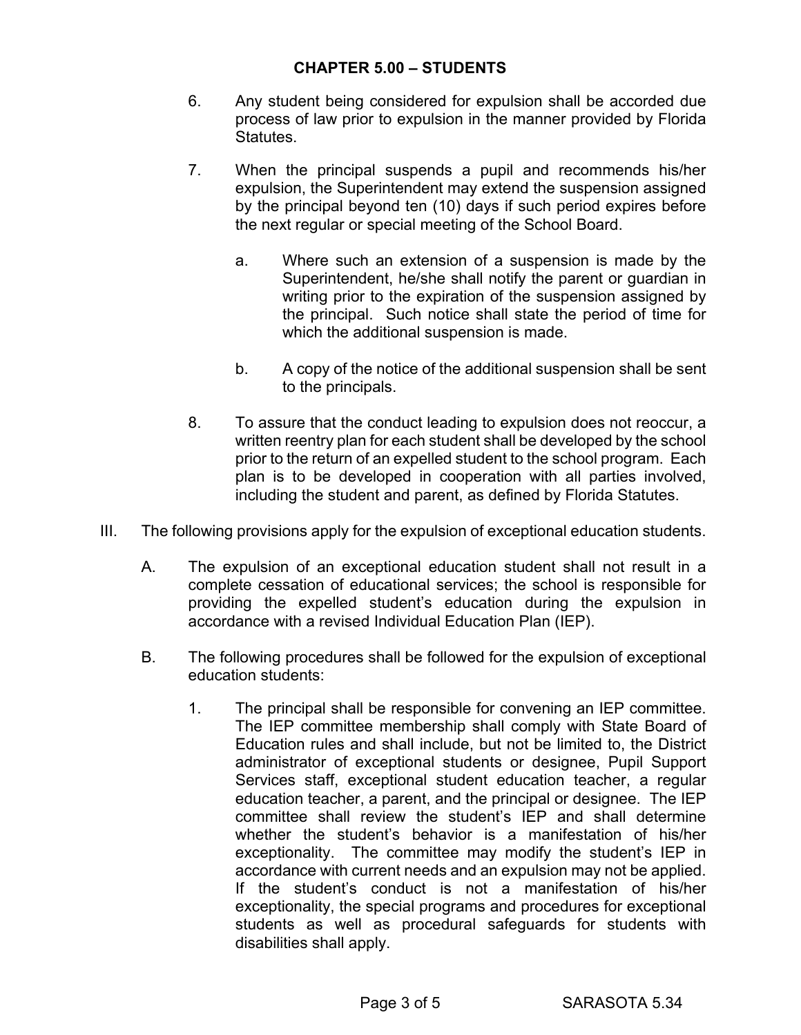6. Any student being considered for expulsion shall be accorded due process of law prior to expulsion in the manner provided by Florida Statutes.

7. When the principal suspends a pupil and recommends his/her expulsion, the Superintendent may extend the suspension assigned by the principal beyond ten (10) days if such period expires before the next regular or special meeting of the School Board.

   a. Where such an extension of a suspension is made by the Superintendent, he/she shall notify the parent or guardian in writing prior to the expiration of the suspension assigned by the principal. Such notice shall state the period of time for which the additional suspension is made.

   b. A copy of the notice of the additional suspension shall be sent to the principals.

8. To assure that the conduct leading to expulsion does not reoccur, a written reentry plan for each student shall be developed by the school prior to the return of an expelled student to the school program. Each plan is to be developed in cooperation with all parties involved, including the student and parent, as defined by Florida Statutes.

III. The following provisions apply for the expulsion of exceptional education students.

   A. The expulsion of an exceptional education student shall not result in a complete cessation of educational services; the school is responsible for providing the expelled student's education during the expulsion in accordance with a revised Individual Education Plan (IEP).

   B. The following procedures shall be followed for the expulsion of exceptional education students:

      1. The principal shall be responsible for convening an IEP committee. The IEP committee membership shall comply with State Board of Education rules and shall include, but not be limited to, the District administrator of exceptional students or designee, Pupil Support Services staff, exceptional student education teacher, a regular education teacher, a parent, and the principal or designee. The IEP committee shall review the student's IEP and shall determine whether the student's behavior is a manifestation of his/her exceptionality. The committee may modify the student's IEP in accordance with current needs and an expulsion may not be applied. If the student's conduct is not a manifestation of his/her exceptionality, the special programs and procedures for exceptional students as well as procedural safeguards for students with disabilities shall apply.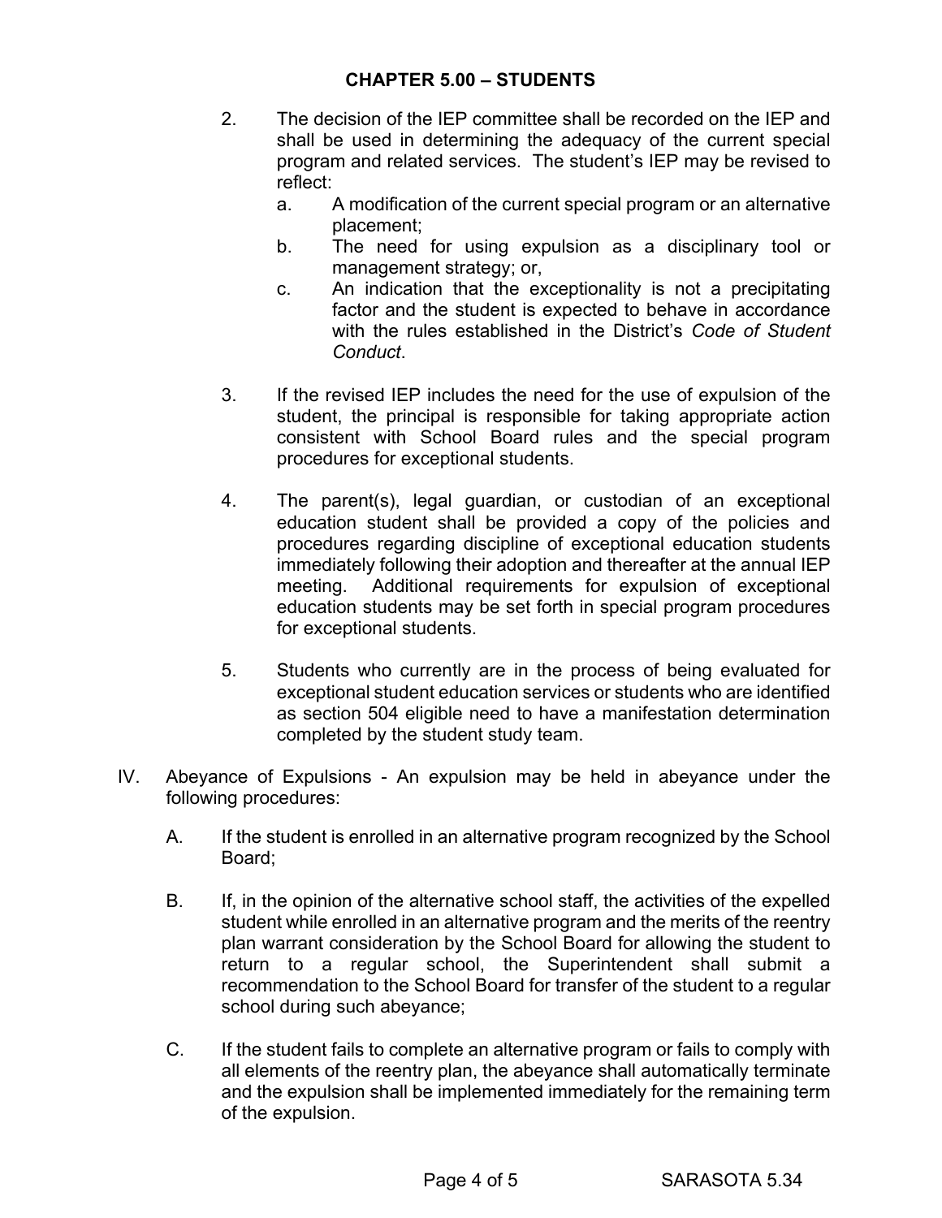2. The decision of the IEP committee shall be recorded on the IEP and shall be used in determining the adequacy of the current special program and related services. The student's IEP may be revised to reflect:
   a. A modification of the current special program or an alternative placement;
   b. The need for using expulsion as a disciplinary tool or management strategy; or,
   c. An indication that the exceptionality is not a precipitating factor and the student is expected to behave in accordance with the rules established in the District's *Code of Student Conduct*.

3. If the revised IEP includes the need for the use of expulsion of the student, the principal is responsible for taking appropriate action consistent with School Board rules and the special program procedures for exceptional students.

4. The parent(s), legal guardian, or custodian of an exceptional education student shall be provided a copy of the policies and procedures regarding discipline of exceptional education students immediately following their adoption and thereafter at the annual IEP meeting. Additional requirements for expulsion of exceptional education students may be set forth in special program procedures for exceptional students.

5. Students who currently are in the process of being evaluated for exceptional student education services or students who are identified as section 504 eligible need to have a manifestation determination completed by the student study team.

IV. Abeyance of Expulsions - An expulsion may be held in abeyance under the following procedures:

A. If the student is enrolled in an alternative program recognized by the School Board;

B. If, in the opinion of the alternative school staff, the activities of the expelled student while enrolled in an alternative program and the merits of the reentry plan warrant consideration by the School Board for allowing the student to return to a regular school, the Superintendent shall submit a recommendation to the School Board for transfer of the student to a regular school during such abeyance;

C. If the student fails to complete an alternative program or fails to comply with all elements of the reentry plan, the abeyance shall automatically terminate and the expulsion shall be implemented immediately for the remaining term of the expulsion.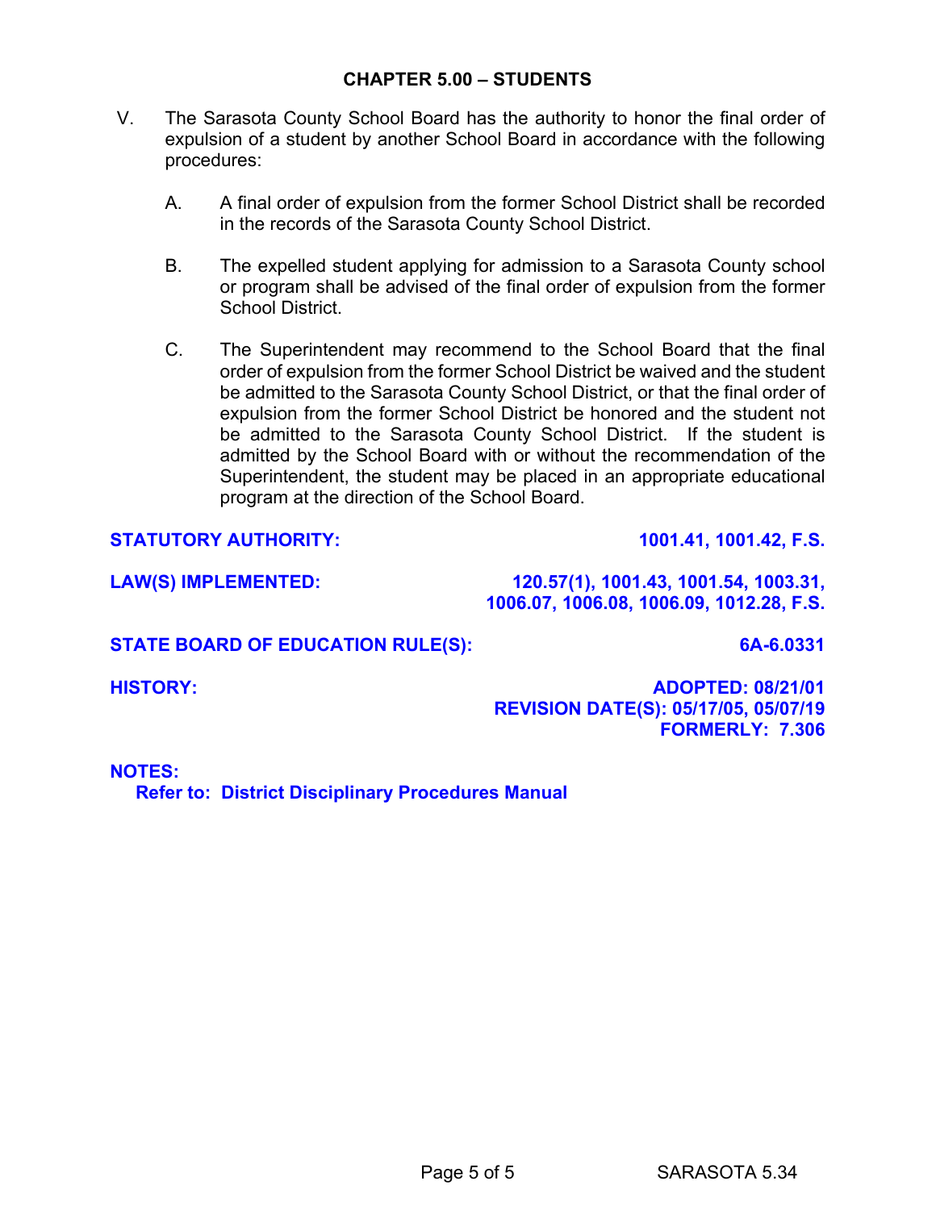V. The Sarasota County School Board has the authority to honor the final order of expulsion of a student by another School Board in accordance with the following procedures:

   A. A final order of expulsion from the former School District shall be recorded in the records of the Sarasota County School District.

   B. The expelled student applying for admission to a Sarasota County school or program shall be advised of the final order of expulsion from the former School District.

   C. The Superintendent may recommend to the School Board that the final order of expulsion from the former School District be waived and the student be admitted to the Sarasota County School District, or that the final order of expulsion from the former School District be honored and the student not be admitted to the Sarasota County School District. If the student is admitted by the School Board with or without the recommendation of the Superintendent, the student may be placed in an appropriate educational program at the direction of the School Board.

**STATUTORY AUTHORITY:** **1001.41, 1001.42, F.S.**

**LAW(S) IMPLEMENTED:** **120.57(1), 1001.43, 1001.54, 1003.31, 1006.07, 1006.08, 1006.09, 1012.28, F.S.**

**STATE BOARD OF EDUCATION RULE(S):** **6A-6.0331**

**HISTORY:** **ADOPTED: 08/21/01**
**REVISION DATE(S): 05/17/05, 05/07/19**
**FORMERLY: 7.306**

**NOTES:**
**Refer to: District Disciplinary Procedures Manual**